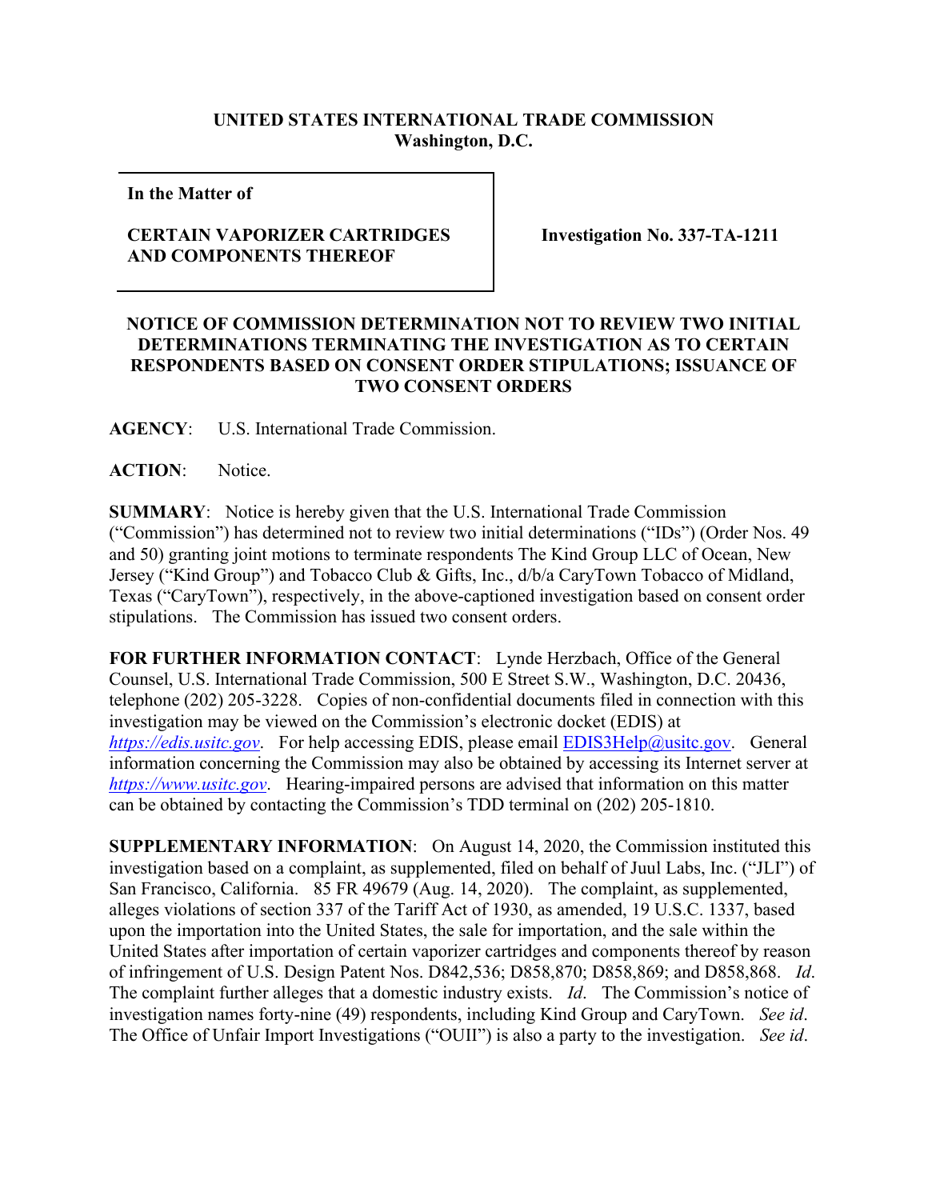**UNITED STATES INTERNATIONAL TRADE COMMISSION**
**Washington, D.C.**

| In the Matter of<br><br>**CERTAIN VAPORIZER CARTRIDGES AND COMPONENTS THEREOF** | **Investigation No. 337-TA-1211** |
|---|---|

**NOTICE OF COMMISSION DETERMINATION NOT TO REVIEW TWO INITIAL DETERMINATIONS TERMINATING THE INVESTIGATION AS TO CERTAIN RESPONDENTS BASED ON CONSENT ORDER STIPULATIONS; ISSUANCE OF TWO CONSENT ORDERS**

**AGENCY**: U.S. International Trade Commission.

**ACTION**: Notice.

**SUMMARY**: Notice is hereby given that the U.S. International Trade Commission ("Commission") has determined not to review two initial determinations ("IDs") (Order Nos. 49 and 50) granting joint motions to terminate respondents The Kind Group LLC of Ocean, New Jersey ("Kind Group") and Tobacco Club & Gifts, Inc., d/b/a CaryTown Tobacco of Midland, Texas ("CaryTown"), respectively, in the above-captioned investigation based on consent order stipulations. The Commission has issued two consent orders.

**FOR FURTHER INFORMATION CONTACT**: Lynde Herzbach, Office of the General Counsel, U.S. International Trade Commission, 500 E Street S.W., Washington, D.C. 20436, telephone (202) 205-3228. Copies of non-confidential documents filed in connection with this investigation may be viewed on the Commission's electronic docket (EDIS) at *https://edis.usitc.gov*. For help accessing EDIS, please email EDIS3Help@usitc.gov. General information concerning the Commission may also be obtained by accessing its Internet server at *https://www.usitc.gov*. Hearing-impaired persons are advised that information on this matter can be obtained by contacting the Commission's TDD terminal on (202) 205-1810.

**SUPPLEMENTARY INFORMATION**: On August 14, 2020, the Commission instituted this investigation based on a complaint, as supplemented, filed on behalf of Juul Labs, Inc. ("JLI") of San Francisco, California. 85 FR 49679 (Aug. 14, 2020). The complaint, as supplemented, alleges violations of section 337 of the Tariff Act of 1930, as amended, 19 U.S.C. 1337, based upon the importation into the United States, the sale for importation, and the sale within the United States after importation of certain vaporizer cartridges and components thereof by reason of infringement of U.S. Design Patent Nos. D842,536; D858,870; D858,869; and D858,868. *Id*. The complaint further alleges that a domestic industry exists. *Id*. The Commission's notice of investigation names forty-nine (49) respondents, including Kind Group and CaryTown. *See id*. The Office of Unfair Import Investigations ("OUII") is also a party to the investigation. *See id*.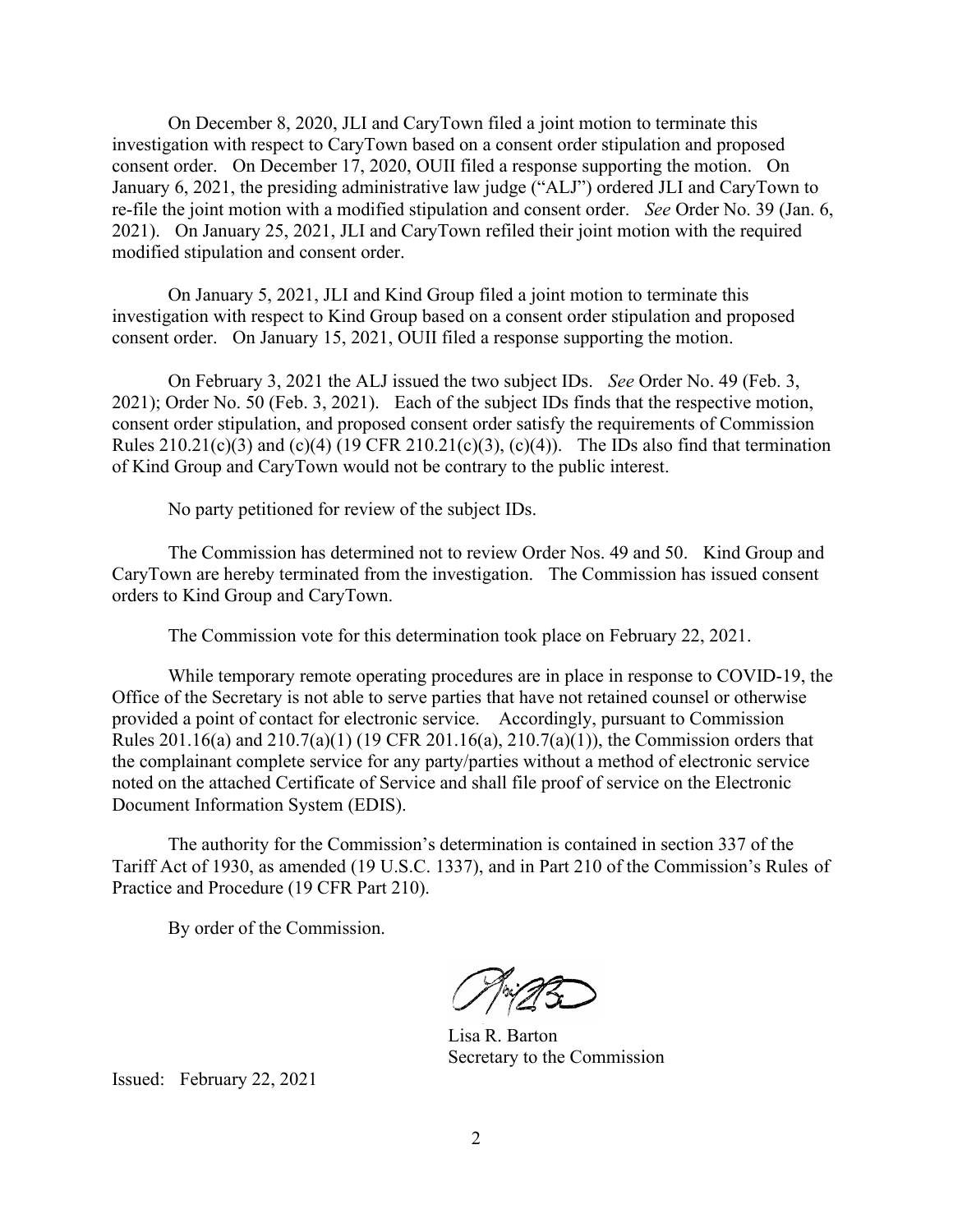On December 8, 2020, JLI and CaryTown filed a joint motion to terminate this investigation with respect to CaryTown based on a consent order stipulation and proposed consent order. On December 17, 2020, OUII filed a response supporting the motion. On January 6, 2021, the presiding administrative law judge ("ALJ") ordered JLI and CaryTown to re-file the joint motion with a modified stipulation and consent order. *See* Order No. 39 (Jan. 6, 2021). On January 25, 2021, JLI and CaryTown refiled their joint motion with the required modified stipulation and consent order.

On January 5, 2021, JLI and Kind Group filed a joint motion to terminate this investigation with respect to Kind Group based on a consent order stipulation and proposed consent order. On January 15, 2021, OUII filed a response supporting the motion.

On February 3, 2021 the ALJ issued the two subject IDs. *See* Order No. 49 (Feb. 3, 2021); Order No. 50 (Feb. 3, 2021). Each of the subject IDs finds that the respective motion, consent order stipulation, and proposed consent order satisfy the requirements of Commission Rules 210.21(c)(3) and (c)(4) (19 CFR 210.21(c)(3), (c)(4)). The IDs also find that termination of Kind Group and CaryTown would not be contrary to the public interest.

No party petitioned for review of the subject IDs.

The Commission has determined not to review Order Nos. 49 and 50. Kind Group and CaryTown are hereby terminated from the investigation. The Commission has issued consent orders to Kind Group and CaryTown.

The Commission vote for this determination took place on February 22, 2021.

While temporary remote operating procedures are in place in response to COVID-19, the Office of the Secretary is not able to serve parties that have not retained counsel or otherwise provided a point of contact for electronic service. Accordingly, pursuant to Commission Rules 201.16(a) and 210.7(a)(1) (19 CFR 201.16(a), 210.7(a)(1)), the Commission orders that the complainant complete service for any party/parties without a method of electronic service noted on the attached Certificate of Service and shall file proof of service on the Electronic Document Information System (EDIS).

The authority for the Commission's determination is contained in section 337 of the Tariff Act of 1930, as amended (19 U.S.C. 1337), and in Part 210 of the Commission's Rules of Practice and Procedure (19 CFR Part 210).

By order of the Commission.

Lisa R. Barton
Secretary to the Commission

Issued: February 22, 2021